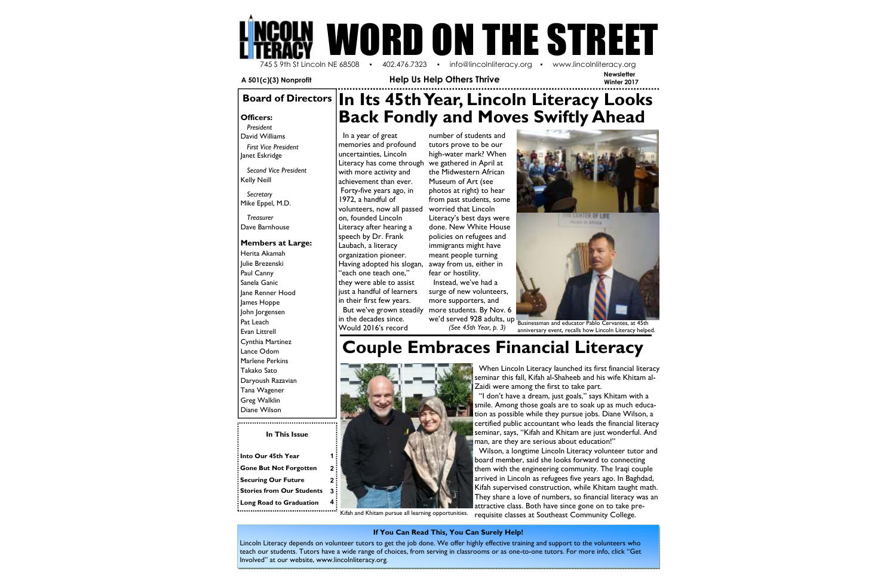# WORD ON THE STREET

Lincoln Literacy

745 S 9th St Lincoln NE 68508 • 402.476.7323 • info@lincolnliteracy.org • www.lincolnliteracy.org

**A 501(c)(3) Nonprofit** | **Help Us Help Others Thrive** | **Newsletter Winter 2017**

## Board of Directors

### Officers:

*President*
David Williams

*First Vice President*
Janet Eskridge

*Second Vice President*
Kelly Neill

*Secretary*
Mike Eppel, M.D.

*Treasurer*
Dave Barnhouse

### Members at Large:

Herita Akamah
Julie Brezenski
Paul Canny
Sanela Ganic
Jane Renner Hood
James Hoppe
John Jorgensen
Pat Leach
Evan Littrell
Cynthia Martinez
Lance Odom
Marlene Perkins
Takako Sato
Daryoush Razavian
Tana Wagener
Greg Walklin
Diane Wilson

### In This Issue

| | |
|---|---|
| **Into Our 45th Year** | **1** |
| **Gone But Not Forgotten** | **2** |
| **Securing Our Future** | **2** |
| **Stories from Our Students** | **3** |
| **Long Road to Graduation** | **4** |

# In Its 45th Year, Lincoln Literacy Looks Back Fondly and Moves Swiftly Ahead

In a year of great memories and profound uncertainties, Lincoln Literacy has come through with more activity and achievement than ever.

Forty-five years ago, in 1972, a handful of volunteers, now all passed on, founded Lincoln Literacy after hearing a speech by Dr. Frank Laubach, a literacy organization pioneer. Having adopted his slogan, "each one teach one," they were able to assist just a handful of learners in their first few years.

But we've grown steadily in the decades since. Would 2016's record number of students and tutors prove to be our high-water mark? When we gathered in April at the Midwestern African Museum of Art (see photos at right) to hear from past students, some worried that Lincoln Literacy's best days were done. New White House policies on refugees and immigrants might have meant people turning away from us, either in fear or hostility.

Instead, we've had a surge of new volunteers, more supporters, and more students. By Nov. 6 we'd served 928 adults, up *(See 45th Year, p. 3)*

Businessman and educator Pablo Cervantes, at 45th anniversary event, recalls how Lincoln Literacy helped.

# Couple Embraces Financial Literacy

Kifah and Khitam pursue all learning opportunities.

When Lincoln Literacy launched its first financial literacy seminar this fall, Kifah al-Shaheeb and his wife Khitam al-Zaidi were among the first to take part.

"I don't have a dream, just goals," says Khitam with a smile. Among those goals are to soak up as much education as possible while they pursue jobs. Diane Wilson, a certified public accountant who leads the financial literacy seminar, says, "Kifah and Khitam are just wonderful. And man, are they are serious about education!"

Wilson, a longtime Lincoln Literacy volunteer tutor and board member, said she looks forward to connecting them with the engineering community. The Iraqi couple arrived in Lincoln as refugees five years ago. In Baghdad, Kifah supervised construction, while Khitam taught math. They share a love of numbers, so financial literacy was an attractive class. Both have since gone on to take pre-requisite classes at Southeast Community College.

**If You Can Read This, You Can Surely Help!**

Lincoln Literacy depends on volunteer tutors to get the job done. We offer highly effective training and support to the volunteers who teach our students. Tutors have a wide range of choices, from serving in classrooms or as one-to-one tutors. For more info, click "Get Involved" at our website, www.lincolnliteracy.org.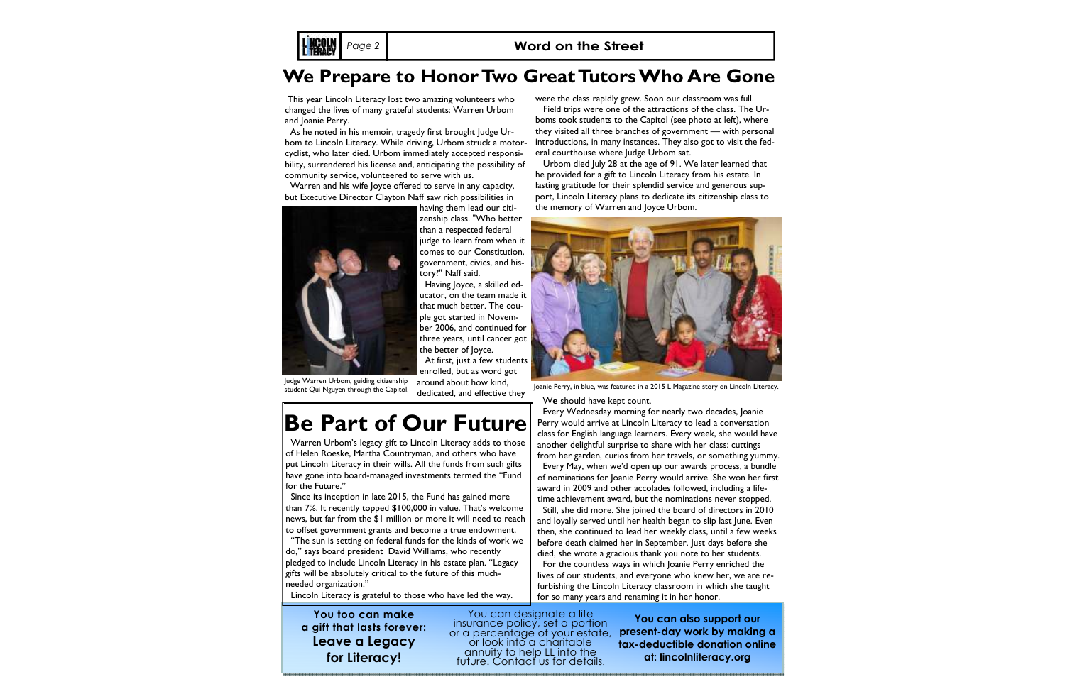# We Prepare to Honor Two Great Tutors Who Are Gone

This year Lincoln Literacy lost two amazing volunteers who changed the lives of many grateful students: Warren Urbom and Joanie Perry.

As he noted in his memoir, tragedy first brought Judge Urbom to Lincoln Literacy. While driving, Urbom struck a motorcyclist, who later died. Urbom immediately accepted responsibility, surrendered his license and, anticipating the possibility of community service, volunteered to serve with us.

Warren and his wife Joyce offered to serve in any capacity, but Executive Director Clayton Naff saw rich possibilities in having them lead our citizenship class. "Who better than a respected federal judge to learn from when it comes to our Constitution, government, civics, and history?" Naff said.

Having Joyce, a skilled educator, on the team made it that much better. The couple got started in November 2006, and continued for three years, until cancer got the better of Joyce.

At first, just a few students enrolled, but as word got around about how kind, dedicated, and effective they were the class rapidly grew. Soon our classroom was full.

Judge Warren Urbom, guiding citizenship student Qui Nguyen through the Capitol.

Field trips were one of the attractions of the class. The Urboms took students to the Capitol (see photo at left), where they visited all three branches of government — with personal introductions, in many instances. They also got to visit the federal courthouse where Judge Urbom sat.

Urbom died July 28 at the age of 91. We later learned that he provided for a gift to Lincoln Literacy from his estate. In lasting gratitude for their splendid service and generous support, Lincoln Literacy plans to dedicate its citizenship class to the memory of Warren and Joyce Urbom.

Joanie Perry, in blue, was featured in a 2015 L Magazine story on Lincoln Literacy.

We should have kept count.

Every Wednesday morning for nearly two decades, Joanie Perry would arrive at Lincoln Literacy to lead a conversation class for English language learners. Every week, she would have another delightful surprise to share with her class: cuttings from her garden, curios from her travels, or something yummy.

Every May, when we'd open up our awards process, a bundle of nominations for Joanie Perry would arrive. She won her first award in 2009 and other accolades followed, including a lifetime achievement award, but the nominations never stopped.

Still, she did more. She joined the board of directors in 2010 and loyally served until her health began to slip last June. Even then, she continued to lead her weekly class, until a few weeks before death claimed her in September. Just days before she died, she wrote a gracious thank you note to her students.

For the countless ways in which Joanie Perry enriched the lives of our students, and everyone who knew her, we are refurbishing the Lincoln Literacy classroom in which she taught for so many years and renaming it in her honor.

# Be Part of Our Future

Warren Urbom's legacy gift to Lincoln Literacy adds to those of Helen Roeske, Martha Countryman, and others who have put Lincoln Literacy in their wills. All the funds from such gifts have gone into board-managed investments termed the "Fund for the Future."

Since its inception in late 2015, the Fund has gained more than 7%. It recently topped $100,000 in value. That's welcome news, but far from the $1 million or more it will need to reach to offset government grants and become a true endowment.

"The sun is setting on federal funds for the kinds of work we do," says board president David Williams, who recently pledged to include Lincoln Literacy in his estate plan. "Legacy gifts will be absolutely critical to the future of this much-needed organization."

Lincoln Literacy is grateful to those who have led the way.

**You too can make a gift that lasts forever: Leave a Legacy for Literacy!**

You can designate a life insurance policy, set a portion or a percentage of your estate, or look into a charitable annuity to help LL into the future. Contact us for details.

**You can also support our present-day work by making a tax-deductible donation online at: lincolnliteracy.org**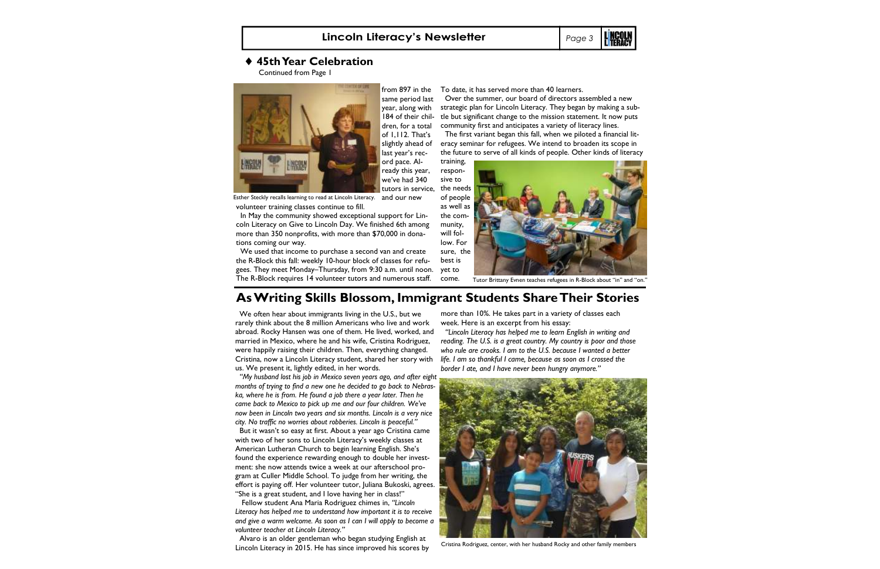## ♦ 45th Year Celebration

Continued from Page 1

Esther Steckly recalls learning to read at Lincoln Literacy.

from 897 in the same period last year, along with 184 of their children, for a total of 1,112. That's slightly ahead of last year's record pace. Already this year, we've had 340 tutors in service, and our new volunteer training classes continue to fill.

In May the community showed exceptional support for Lincoln Literacy on Give to Lincoln Day. We finished 6th among more than 350 nonprofits, with more than $70,000 in donations coming our way.

We used that income to purchase a second van and create the R-Block this fall: weekly 10-hour block of classes for refugees. They meet Monday–Thursday, from 9:30 a.m. until noon. The R-Block requires 14 volunteer tutors and numerous staff. To date, it has served more than 40 learners.

Over the summer, our board of directors assembled a new strategic plan for Lincoln Literacy. They began by making a subtle but significant change to the mission statement. It now puts community first and anticipates a variety of literacy lines.

The first variant began this fall, when we piloted a financial literacy seminar for refugees. We intend to broaden its scope in the future to serve of all kinds of people. Other kinds of literacy training, responsive to the needs of people as well as the community, will follow. For sure, the best is yet to come.

Tutor Brittany Evnen teaches refugees in R-Block about "in" and "on."

# As Writing Skills Blossom, Immigrant Students Share Their Stories

We often hear about immigrants living in the U.S., but we rarely think about the 8 million Americans who live and work abroad. Rocky Hansen was one of them. He lived, worked, and married in Mexico, where he and his wife, Cristina Rodriguez, were happily raising their children. Then, everything changed. Cristina, now a Lincoln Literacy student, shared her story with us. We present it, lightly edited, in her words.

*"My husband lost his job in Mexico seven years ago, and after eight months of trying to find a new one he decided to go back to Nebraska, where he is from. He found a job there a year later. Then he came back to Mexico to pick up me and our four children. We've now been in Lincoln two years and six months. Lincoln is a very nice city. No traffic no worries about robberies. Lincoln is peaceful."*

But it wasn't so easy at first. About a year ago Cristina came with two of her sons to Lincoln Literacy's weekly classes at American Lutheran Church to begin learning English. She's found the experience rewarding enough to double her investment: she now attends twice a week at our afterschool program at Culler Middle School. To judge from her writing, the effort is paying off. Her volunteer tutor, Juliana Bukoski, agrees. "She is a great student, and I love having her in class!"

Fellow student Ana Maria Rodriguez chimes in, *"Lincoln Literacy has helped me to understand how important it is to receive and give a warm welcome. As soon as I can I will apply to become a volunteer teacher at Lincoln Literacy."*

Alvaro is an older gentleman who began studying English at Lincoln Literacy in 2015. He has since improved his scores by more than 10%. He takes part in a variety of classes each week. Here is an excerpt from his essay:

*"Lincoln Literacy has helped me to learn English in writing and reading. The U.S. is a great country. My country is poor and those who rule are crooks. I am to the U.S. because I wanted a better life. I am so thankful I came, because as soon as I crossed the border I ate, and I have never been hungry anymore."*

Cristina Rodriguez, center, with her husband Rocky and other family members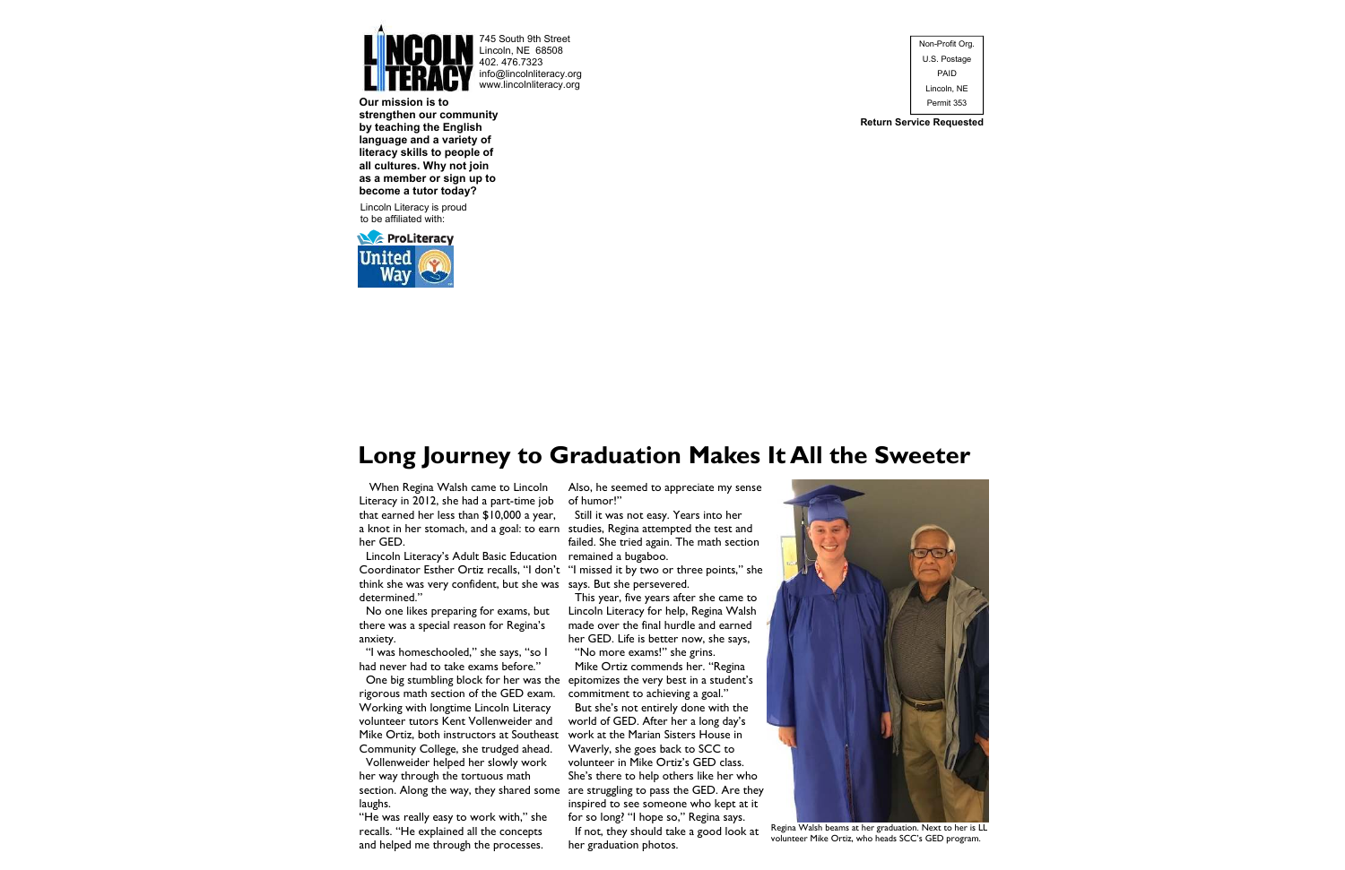745 South 9th Street
Lincoln, NE 68508
402. 476.7323
info@lincolnliteracy.org
www.lincolnliteracy.org

**Our mission is to strengthen our community by teaching the English language and a variety of literacy skills to people of all cultures. Why not join as a member or sign up to become a tutor today?**

Lincoln Literacy is proud to be affiliated with:

Non-Profit Org.
U.S. Postage
PAID
Lincoln, NE
Permit 353

**Return Service Requested**

# Long Journey to Graduation Makes It All the Sweeter

When Regina Walsh came to Lincoln Literacy in 2012, she had a part-time job that earned her less than $10,000 a year, a knot in her stomach, and a goal: to earn her GED.

Lincoln Literacy's Adult Basic Education Coordinator Esther Ortiz recalls, "I don't think she was very confident, but she was determined."

No one likes preparing for exams, but there was a special reason for Regina's anxiety.

"I was homeschooled," she says, "so I had never had to take exams before."

One big stumbling block for her was the rigorous math section of the GED exam. Working with longtime Lincoln Literacy volunteer tutors Kent Vollenweider and Mike Ortiz, both instructors at Southeast Community College, she trudged ahead.

Vollenweider helped her slowly work her way through the tortuous math section. Along the way, they shared some laughs.

"He was really easy to work with," she recalls. "He explained all the concepts and helped me through the processes. Also, he seemed to appreciate my sense of humor!"

Still it was not easy. Years into her studies, Regina attempted the test and failed. She tried again. The math section remained a bugaboo.

"I missed it by two or three points," she says. But she persevered.

This year, five years after she came to Lincoln Literacy for help, Regina Walsh made over the final hurdle and earned her GED. Life is better now, she says,

"No more exams!" she grins.

Mike Ortiz commends her. "Regina epitomizes the very best in a student's commitment to achieving a goal."

But she's not entirely done with the world of GED. After her a long day's work at the Marian Sisters House in Waverly, she goes back to SCC to volunteer in Mike Ortiz's GED class. She's there to help others like her who are struggling to pass the GED. Are they inspired to see someone who kept at it for so long? "I hope so," Regina says.

If not, they should take a good look at her graduation photos.

Regina Walsh beams at her graduation. Next to her is LL volunteer Mike Ortiz, who heads SCC's GED program.